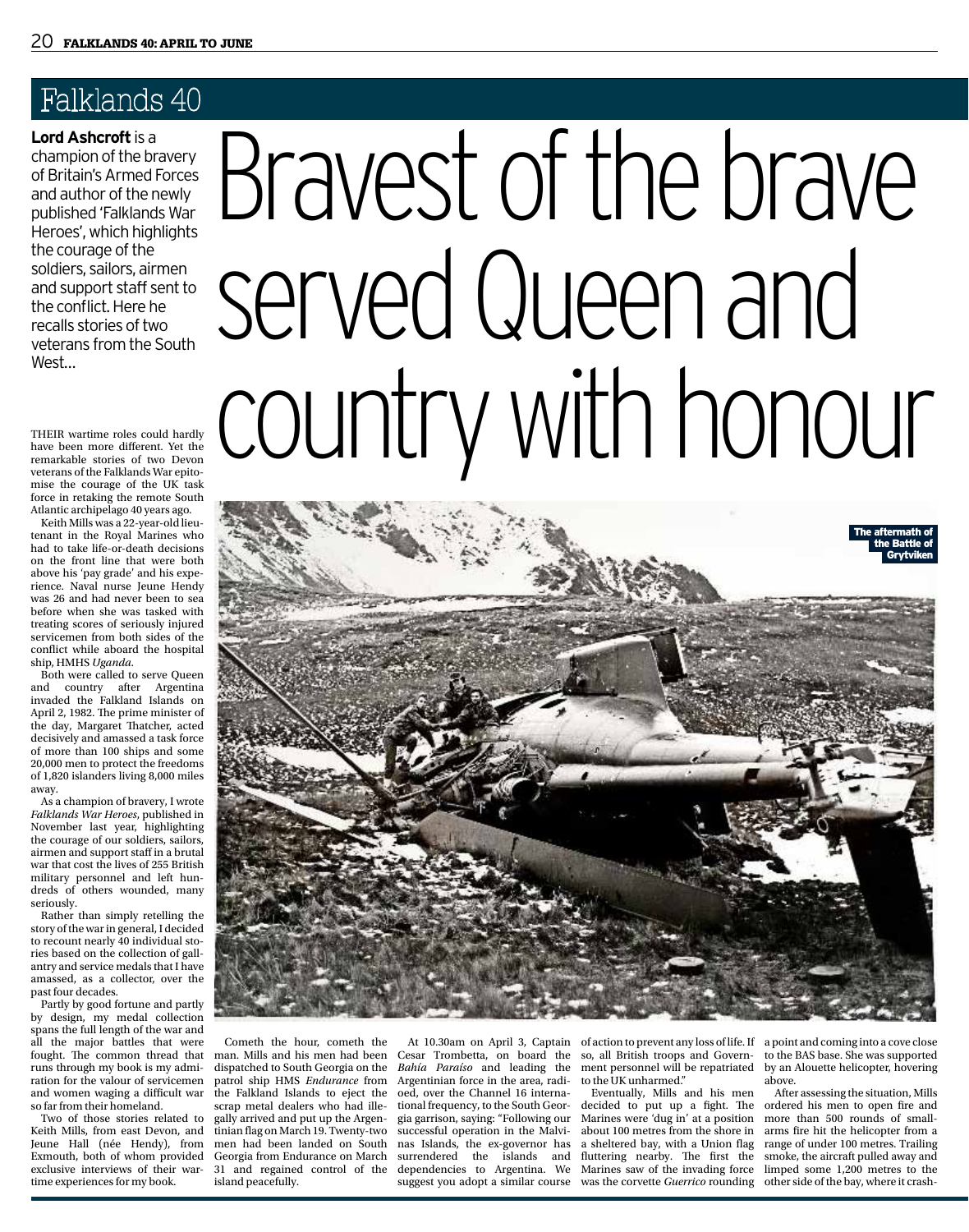Falklands 40

# Bravest of the brave served Queen and country with honour

**Lord Ashcroft** is a champion of the bravery of Britain's Armed Forces and author of the newly published 'Falklands War Heroes', which highlights the courage of the soldiers, sailors, airmen and support staff sent to the conflict. Here he recalls stories of two veterans from the South West...

The aftermath of the Battle of Grytviken

THEIR wartime roles could hardly have been more different. Yet the remarkable stories of two Devon veterans of the Falklands War epitomise the courage of the UK task force in retaking the remote South Atlantic archipelago 40 years ago.

Keith Mills was a 22-year-old lieutenant in the Royal Marines who had to take life-or-death decisions on the front line that were both above his 'pay grade' and his experience. Naval nurse Jeune Hendy was 26 and had never been to sea before when she was tasked with treating scores of seriously injured servicemen from both sides of the conflict while aboard the hospital ship, HMHS *Uganda*.

Both were called to serve Queen and country after Argentina invaded the Falkland Islands on April 2, 1982. The prime minister of the day, Margaret Thatcher, acted decisively and amassed a task force of more than 100 ships and some 20,000 men to protect the freedoms of 1,820 islanders living 8,000 miles away.

As a champion of bravery, I wrote *Falklands War Heroes*, published in November last year, highlighting the courage of our soldiers, sailors, airmen and support staff in a brutal war that cost the lives of 255 British military personnel and left hundreds of others wounded, many seriously.

Rather than simply retelling the story of the war in general, I decided to recount nearly 40 individual stories based on the collection of gallantry and service medals that I have amassed, as a collector, over the past four decades.

Partly by good fortune and partly by design, my medal collection spans the full length of the war and all the major battles that were fought. The common thread that runs through my book is my admiration for the valour of servicemen and women waging a difficult war so far from their homeland.

Two of those stories related to Keith Mills, from east Devon, and Jeune Hall (née Hendy), from Exmouth, both of whom provided exclusive interviews of their wartime experiences for my book.

Cometh the hour, cometh the man. Mills and his men had been dispatched to South Georgia on the patrol ship HMS *Endurance* from the Falkland Islands to eject the scrap metal dealers who had illegally arrived and put up the Argentinian flag on March 19. Twenty-two men had been landed on South Georgia from Endurance on March 31 and regained control of the island peacefully.

At 10.30am on April 3, Captain Cesar Trombetta, on board the *Bahía Paraíso* and leading the Argentinian force in the area, radioed, over the Channel 16 international frequency, to the South Georgia garrison, saying: "Following our successful operation in the Malvinas Islands, the ex-governor has surrendered the islands and dependencies to Argentina. We suggest you adopt a similar course of action to prevent any loss of life. If so, all British troops and Government personnel will be repatriated to the UK unharmed."

Eventually, Mills and his men decided to put up a fight. The Marines were 'dug in' at a position about 100 metres from the shore in a sheltered bay, with a Union flag fluttering nearby. The first the Marines saw of the invading force was the corvette *Guerrico* rounding a point and coming into a cove close to the BAS base. She was supported by an Alouette helicopter, hovering above.

After assessing the situation, Mills ordered his men to open fire and more than 500 rounds of small-arms fire hit the helicopter from a range of under 100 metres. Trailing smoke, the aircraft pulled away and limped some 1,200 metres to the other side of the bay, where it crash-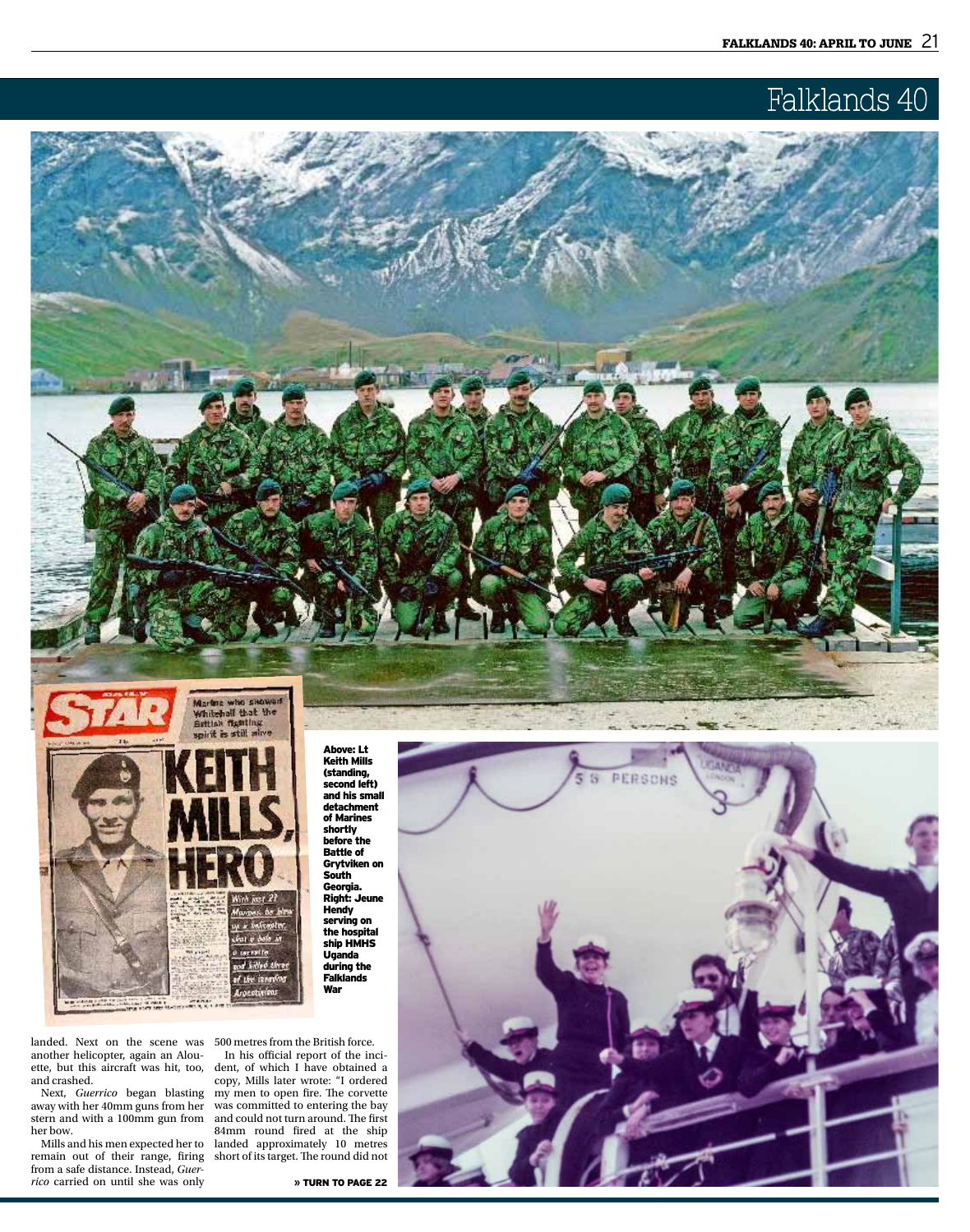Falklands 40

Above: Lt Keith Mills (standing, second left) and his small detachment of Marines shortly before the Battle of Grytviken on South Georgia. Right: Jeune Hendy serving on the hospital ship HMHS Uganda during the Falklands War

landed. Next on the scene was another helicopter, again an Alouette, but this aircraft was hit, too, and crashed.

Next, *Guerrico* began blasting away with her 40mm guns from her stern and with a 100mm gun from her bow.

Mills and his men expected her to remain out of their range, firing from a safe distance. Instead, *Guerrico* carried on until she was only 500 metres from the British force.

In his official report of the incident, of which I have obtained a copy, Mills later wrote: "I ordered my men to open fire. The corvette was committed to entering the bay and could not turn around. The first 84mm round fired at the ship landed approximately 10 metres short of its target. The round did not

» TURN TO PAGE 22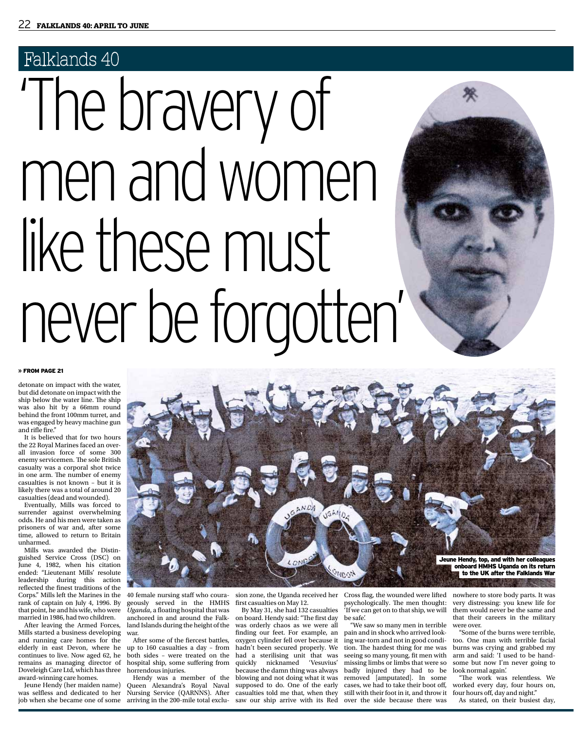Falklands 40

# 'The bravery of men and women like these must never be forgotten'

» FROM PAGE 21

detonate on impact with the water, but did detonate on impact with the ship below the water line. The ship was also hit by a 66mm round behind the front 100mm turret, and was engaged by heavy machine gun and rifle fire."

It is believed that for two hours the 22 Royal Marines faced an overall invasion force of some 300 enemy servicemen. The sole British casualty was a corporal shot twice in one arm. The number of enemy casualties is not known – but it is likely there was a total of around 20 casualties (dead and wounded).

Eventually, Mills was forced to surrender against overwhelming odds. He and his men were taken as prisoners of war and, after some time, allowed to return to Britain unharmed.

Mills was awarded the Distinguished Service Cross (DSC) on June 4, 1982, when his citation ended: "Lieutenant Mills' resolute leadership during this action reflected the finest traditions of the Corps." Mills left the Marines in the rank of captain on July 4, 1996. By that point, he and his wife, who were married in 1986, had two children.

After leaving the Armed Forces, Mills started a business developing and running care homes for the elderly in east Devon, where he continues to live. Now aged 62, he remains as managing director of Doveleigh Care Ltd, which has three award-winning care homes.

Jeune Hendy (her maiden name) was selfless and dedicated to her job when she became one of some 40 female nursing staff who courageously served in the HMHS *Uganda*, a floating hospital that was anchored in and around the Falkland Islands during the height of the war.

After some of the fiercest battles, up to 160 casualties a day – from both sides – were treated on the hospital ship, some suffering from horrendous injuries.

Hendy was a member of the Queen Alexandra's Royal Naval Nursing Service (QARNNS). After arriving in the 200-mile total exclusion zone, the Uganda received her first casualties on May 12.

By May 31, she had 132 casualties on board. Hendy said: "The first day was orderly chaos as we were all finding our feet. For example, an oxygen cylinder fell over because it hadn't been secured properly. We had a sterilising unit that was quickly nicknamed 'Vesuvius' because the damn thing was always blowing and not doing what it was supposed to do. One of the early casualties told me that, when they saw our ship arrive with its Red Cross flag, the wounded were lifted psychologically. The men thought: 'If we can get on to that ship, we will be safe'.

"We saw so many men in terrible pain and in shock who arrived looking war-torn and not in good condition. The hardest thing for me was seeing so many young, fit men with missing limbs or limbs that were so badly injured they had to be removed [amputated]. In some cases, we had to take their boot off, still with their foot in it, and throw it over the side because there was nowhere to store body parts. It was very distressing: you knew life for them would never be the same and that their careers in the military were over.

"Some of the burns were terrible, too. One man with terrible facial burns was crying and grabbed my arm and said: 'I used to be handsome but now I'm never going to look normal again'.

"The work was relentless. We worked every day, four hours on, four hours off, day and night."

As stated, on their busiest day,

Jeune Hendy, top, and with her colleagues onboard HMHS Uganda on its return to the UK after the Falklands War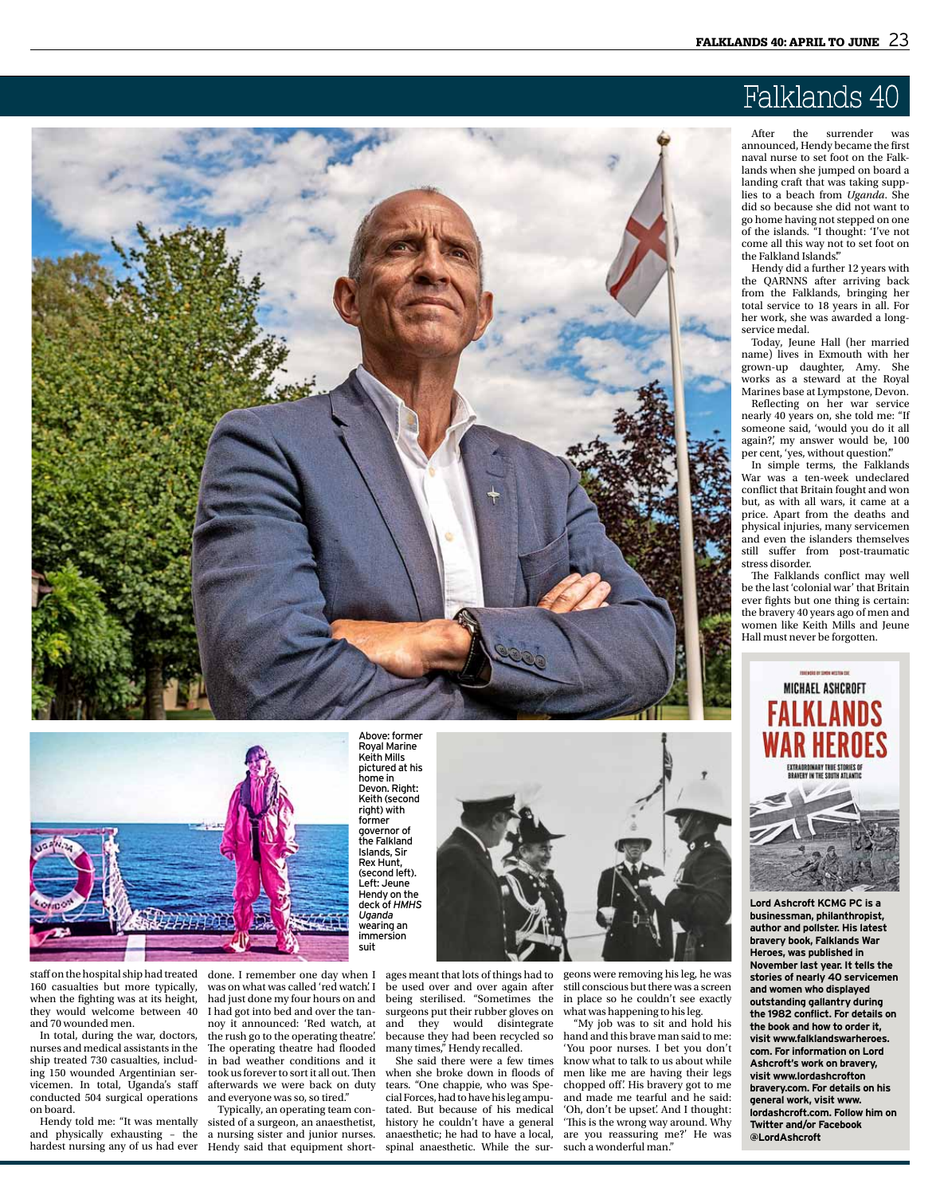# Falklands 40

Above: former Royal Marine Keith Mills pictured at his home in Devon. Right: Keith (second right) with former governor of the Falkland Islands, Sir Rex Hunt, (second left). Left: Jeune Hendy on the deck of *HMHS Uganda* wearing an immersion suit

staff on the hospital ship had treated 160 casualties but more typically, when the fighting was at its height, they would welcome between 40 and 70 wounded men.

In total, during the war, doctors, nurses and medical assistants in the ship treated 730 casualties, including 150 wounded Argentinian servicemen. In total, Uganda's staff conducted 504 surgical operations on board.

Hendy told me: "It was mentally and physically exhausting – the hardest nursing any of us had ever done. I remember one day when I was on what was called 'red watch'. I had just done my four hours on and I had got into bed and over the tannoy it announced: 'Red watch, at the rush go to the operating theatre'. The operating theatre had flooded in bad weather conditions and it took us forever to sort it all out. Then afterwards we were back on duty and everyone was so, so tired."

Typically, an operating team consisted of a surgeon, an anaesthetist, a nursing sister and junior nurses. Hendy said that equipment shortages meant that lots of things had to be used over and over again after being sterilised. "Sometimes the surgeons put their rubber gloves on and they would disintegrate because they had been recycled so many times," Hendy recalled.

She said there were a few times when she broke down in floods of tears. "One chappie, who was Special Forces, had to have his leg amputated. But because of his medical history he couldn't have a general anaesthetic; he had to have a local, spinal anaesthetic. While the surgeons were removing his leg, he was still conscious but there was a screen in place so he couldn't see exactly what was happening to his leg.

"My job was to sit and hold his hand and this brave man said to me: 'You poor nurses. I bet you don't know what to talk to us about while men like me are having their legs chopped off'. His bravery got to me and made me tearful and he said: 'Oh, don't be upset'. And I thought: 'This is the wrong way around. Why are you reassuring me?' He was such a wonderful man."

After the surrender was announced, Hendy became the first naval nurse to set foot on the Falklands when she jumped on board a landing craft that was taking supplies to a beach from *Uganda*. She did so because she did not want to go home having not stepped on one of the islands. "I thought: 'I've not come all this way not to set foot on the Falkland Islands'."

Hendy did a further 12 years with the QARNNS after arriving back from the Falklands, bringing her total service to 18 years in all. For her work, she was awarded a long-service medal.

Today, Jeune Hall (her married name) lives in Exmouth with her grown-up daughter, Amy. She works as a steward at the Royal Marines base at Lympstone, Devon.

Reflecting on her war service nearly 40 years on, she told me: "If someone said, 'would you do it all again?', my answer would be, 100 per cent, 'yes, without question'."

In simple terms, the Falklands War was a ten-week undeclared conflict that Britain fought and won but, as with all wars, it came at a price. Apart from the deaths and physical injuries, many servicemen and even the islanders themselves still suffer from post-traumatic stress disorder.

The Falklands conflict may well be the last 'colonial war' that Britain ever fights but one thing is certain: the bravery 40 years ago of men and women like Keith Mills and Jeune Hall must never be forgotten.

**Lord Ashcroft KCMG PC is a businessman, philanthropist, author and pollster. His latest bravery book, Falklands War Heroes, was published in November last year. It tells the stories of nearly 40 servicemen and women who displayed outstanding gallantry during the 1982 conflict. For details on the book and how to order it, visit www.falklandswarheroes.com. For information on Lord Ashcroft's work on bravery, visit www.lordashcroftonbravery.com. For details on his general work, visit www.lordashcroft.com. Follow him on Twitter and/or Facebook @LordAshcroft**